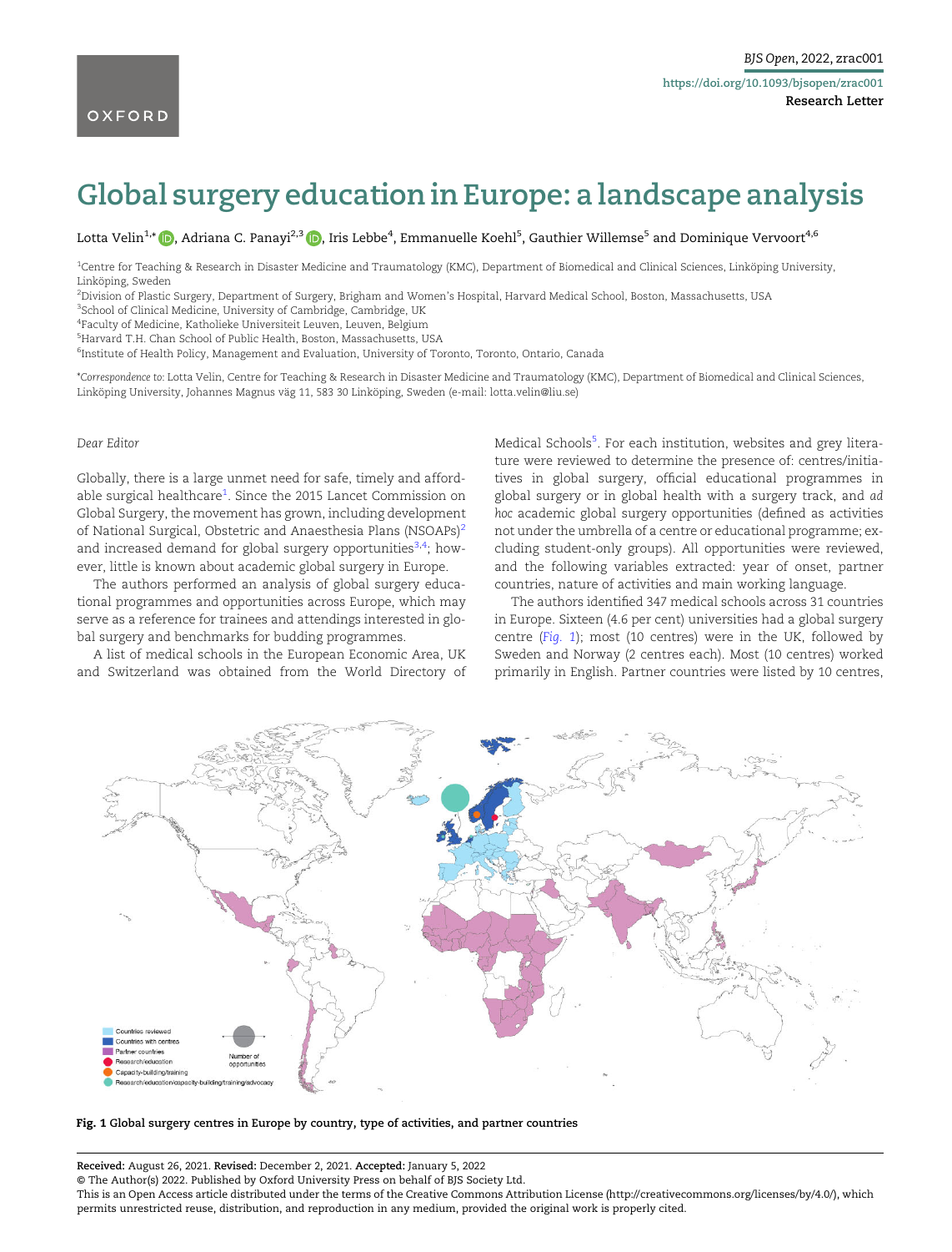Research Letter

# Global surgery education in Europe: a landscape analysis

Lotta Velin[1,*], Adriana C. Panayi[2,3], Iris Lebbe[4], Emmanuelle Koehl[5], Gauthier Willemse[5] and Dominique Vervoort[4,6]

[1]Centre for Teaching & Research in Disaster Medicine and Traumatology (KMC), Department of Biomedical and Clinical Sciences, Linköping University, Linköping, Sweden
[2]Division of Plastic Surgery, Department of Surgery, Brigham and Women's Hospital, Harvard Medical School, Boston, Massachusetts, USA
[3]School of Clinical Medicine, University of Cambridge, Cambridge, UK
[4]Faculty of Medicine, Katholieke Universiteit Leuven, Leuven, Belgium
[5]Harvard T.H. Chan School of Public Health, Boston, Massachusetts, USA
[6]Institute of Health Policy, Management and Evaluation, University of Toronto, Toronto, Ontario, Canada

*Correspondence to: Lotta Velin, Centre for Teaching & Research in Disaster Medicine and Traumatology (KMC), Department of Biomedical and Clinical Sciences, Linköping University, Johannes Magnus väg 11, 583 30 Linköping, Sweden (e-mail: lotta.velin@liu.se)

*Dear Editor*

Globally, there is a large unmet need for safe, timely and affordable surgical healthcare[1]. Since the 2015 Lancet Commission on Global Surgery, the movement has grown, including development of National Surgical, Obstetric and Anaesthesia Plans (NSOAPs)[2] and increased demand for global surgery opportunities[3,4]; however, little is known about academic global surgery in Europe.

The authors performed an analysis of global surgery educational programmes and opportunities across Europe, which may serve as a reference for trainees and attendings interested in global surgery and benchmarks for budding programmes.

A list of medical schools in the European Economic Area, UK and Switzerland was obtained from the World Directory of Medical Schools[5]. For each institution, websites and grey literature were reviewed to determine the presence of: centres/initiatives in global surgery, official educational programmes in global surgery or in global health with a surgery track, and *ad hoc* academic global surgery opportunities (defined as activities not under the umbrella of a centre or educational programme; excluding student-only groups). All opportunities were reviewed, and the following variables extracted: year of onset, partner countries, nature of activities and main working language.

The authors identified 347 medical schools across 31 countries in Europe. Sixteen (4.6 per cent) universities had a global surgery centre (*Fig. 1*); most (10 centres) were in the UK, followed by Sweden and Norway (2 centres each). Most (10 centres) worked primarily in English. Partner countries were listed by 10 centres,

**Fig. 1 Global surgery centres in Europe by country, type of activities, and partner countries**

Received: August 26, 2021. Revised: December 2, 2021. Accepted: January 5, 2022
© The Author(s) 2022. Published by Oxford University Press on behalf of BJS Society Ltd.
This is an Open Access article distributed under the terms of the Creative Commons Attribution License (http://creativecommons.org/licenses/by/4.0/), which permits unrestricted reuse, distribution, and reproduction in any medium, provided the original work is properly cited.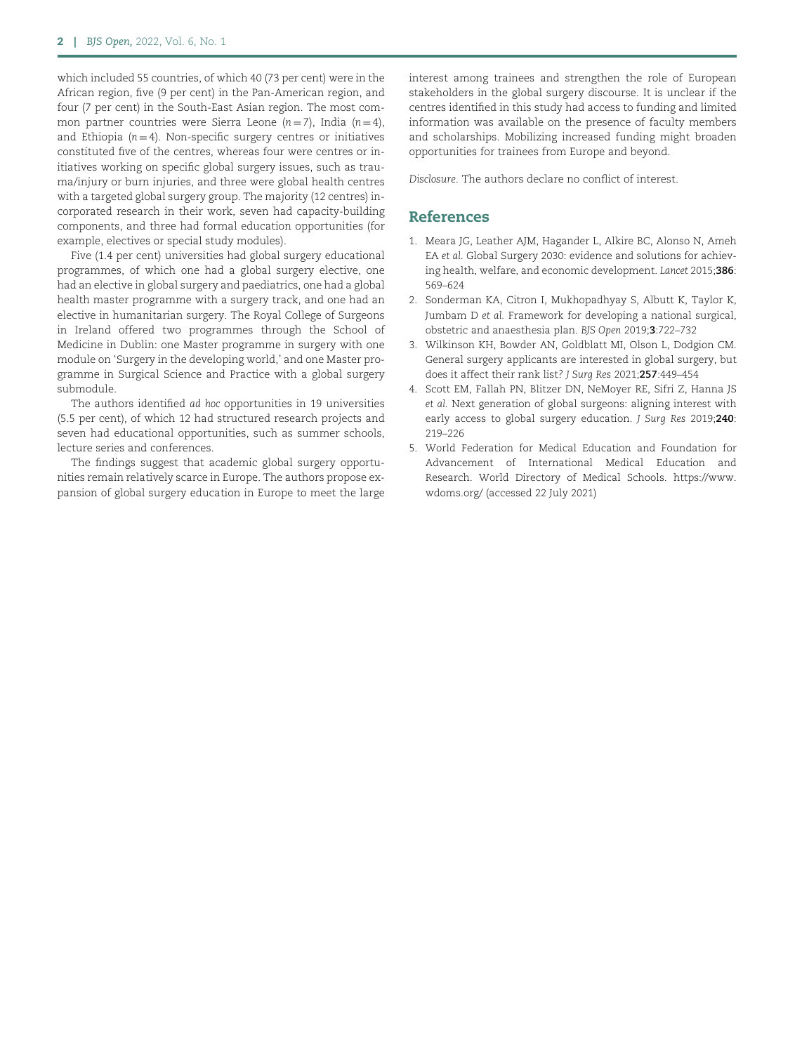which included 55 countries, of which 40 (73 per cent) were in the African region, five (9 per cent) in the Pan-American region, and four (7 per cent) in the South-East Asian region. The most common partner countries were Sierra Leone ($n = 7$), India ($n = 4$), and Ethiopia ($n = 4$). Non-specific surgery centres or initiatives constituted five of the centres, whereas four were centres or initiatives working on specific global surgery issues, such as trauma/injury or burn injuries, and three were global health centres with a targeted global surgery group. The majority (12 centres) incorporated research in their work, seven had capacity-building components, and three had formal education opportunities (for example, electives or special study modules).

Five (1.4 per cent) universities had global surgery educational programmes, of which one had a global surgery elective, one had an elective in global surgery and paediatrics, one had a global health master programme with a surgery track, and one had an elective in humanitarian surgery. The Royal College of Surgeons in Ireland offered two programmes through the School of Medicine in Dublin: one Master programme in surgery with one module on 'Surgery in the developing world,' and one Master programme in Surgical Science and Practice with a global surgery submodule.

The authors identified *ad hoc* opportunities in 19 universities (5.5 per cent), of which 12 had structured research projects and seven had educational opportunities, such as summer schools, lecture series and conferences.

The findings suggest that academic global surgery opportunities remain relatively scarce in Europe. The authors propose expansion of global surgery education in Europe to meet the large interest among trainees and strengthen the role of European stakeholders in the global surgery discourse. It is unclear if the centres identified in this study had access to funding and limited information was available on the presence of faculty members and scholarships. Mobilizing increased funding might broaden opportunities for trainees from Europe and beyond.

*Disclosure*. The authors declare no conflict of interest.

## References

1. Meara JG, Leather AJM, Hagander L, Alkire BC, Alonso N, Ameh EA *et al.* Global Surgery 2030: evidence and solutions for achieving health, welfare, and economic development. *Lancet* 2015;**386**:569–624
2. Sonderman KA, Citron I, Mukhopadhyay S, Albutt K, Taylor K, Jumbam D *et al.* Framework for developing a national surgical, obstetric and anaesthesia plan. *BJS Open* 2019;**3**:722–732
3. Wilkinson KH, Bowder AN, Goldblatt MI, Olson L, Dodgion CM. General surgery applicants are interested in global surgery, but does it affect their rank list? *J Surg Res* 2021;**257**:449–454
4. Scott EM, Fallah PN, Blitzer DN, NeMoyer RE, Sifri Z, Hanna JS *et al.* Next generation of global surgeons: aligning interest with early access to global surgery education. *J Surg Res* 2019;**240**:219–226
5. World Federation for Medical Education and Foundation for Advancement of International Medical Education and Research. World Directory of Medical Schools. https://www.wdoms.org/ (accessed 22 July 2021)